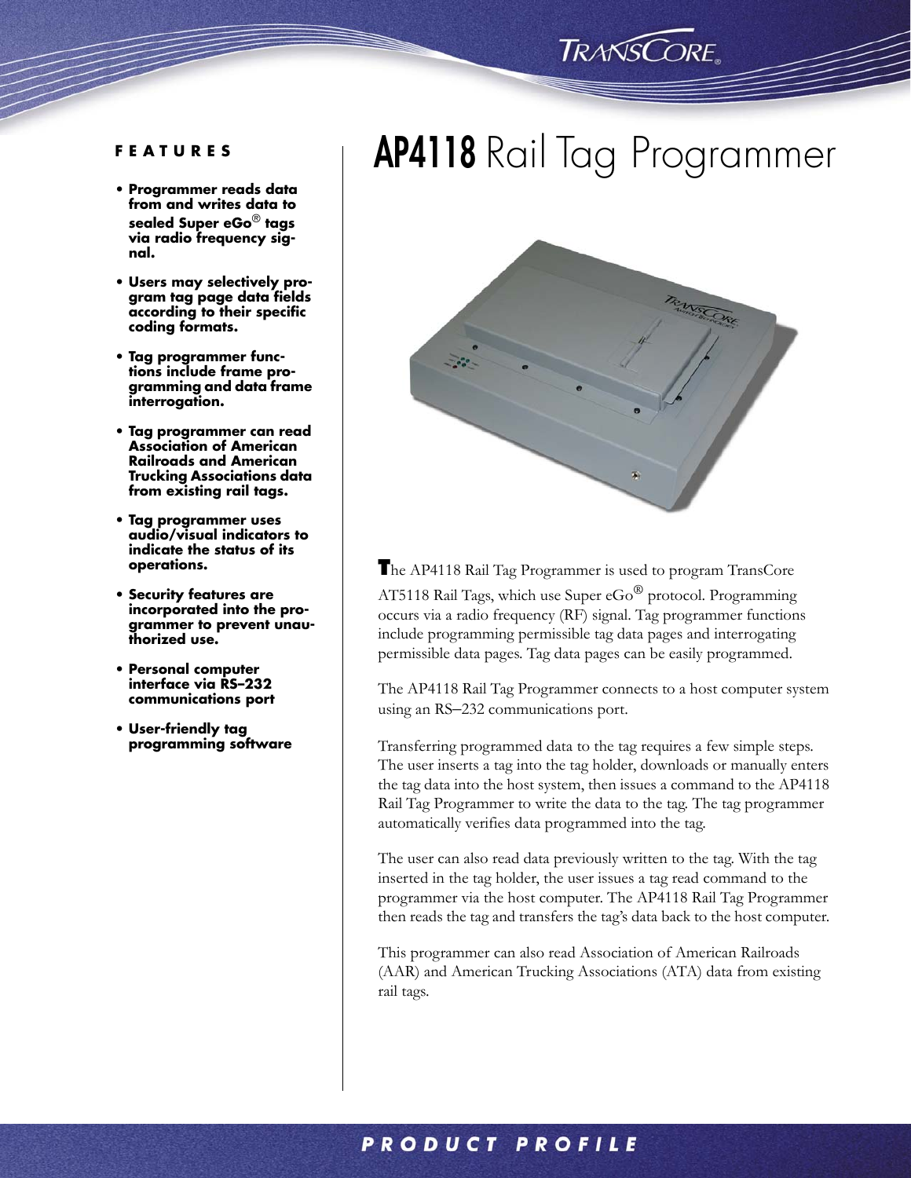# AP4118 Rail Tag Programmer

## FEATURES

- **Programmer reads data from and writes data to sealed Super eGo® tags via radio frequency signal.**
- **Users may selectively program tag page data fields according to their specific coding formats.**
- **Tag programmer functions include frame programming and data frame interrogation.**
- **Tag programmer can read Association of American Railroads and American Trucking Associations data from existing rail tags.**
- **Tag programmer uses audio/visual indicators to indicate the status of its operations.**
- **Security features are incorporated into the programmer to prevent unauthorized use.**
- **Personal computer interface via RS–232 communications port**
- **User-friendly tag programming software**

The AP4118 Rail Tag Programmer is used to program TransCore AT5118 Rail Tags, which use Super eGo® protocol. Programming occurs via a radio frequency (RF) signal. Tag programmer functions include programming permissible tag data pages and interrogating permissible data pages. Tag data pages can be easily programmed.

The AP4118 Rail Tag Programmer connects to a host computer system using an RS–232 communications port.

Transferring programmed data to the tag requires a few simple steps. The user inserts a tag into the tag holder, downloads or manually enters the tag data into the host system, then issues a command to the AP4118 Rail Tag Programmer to write the data to the tag. The tag programmer automatically verifies data programmed into the tag.

The user can also read data previously written to the tag. With the tag inserted in the tag holder, the user issues a tag read command to the programmer via the host computer. The AP4118 Rail Tag Programmer then reads the tag and transfers the tag's data back to the host computer.

This programmer can also read Association of American Railroads (AAR) and American Trucking Associations (ATA) data from existing rail tags.

**PRODUCT PROFILE**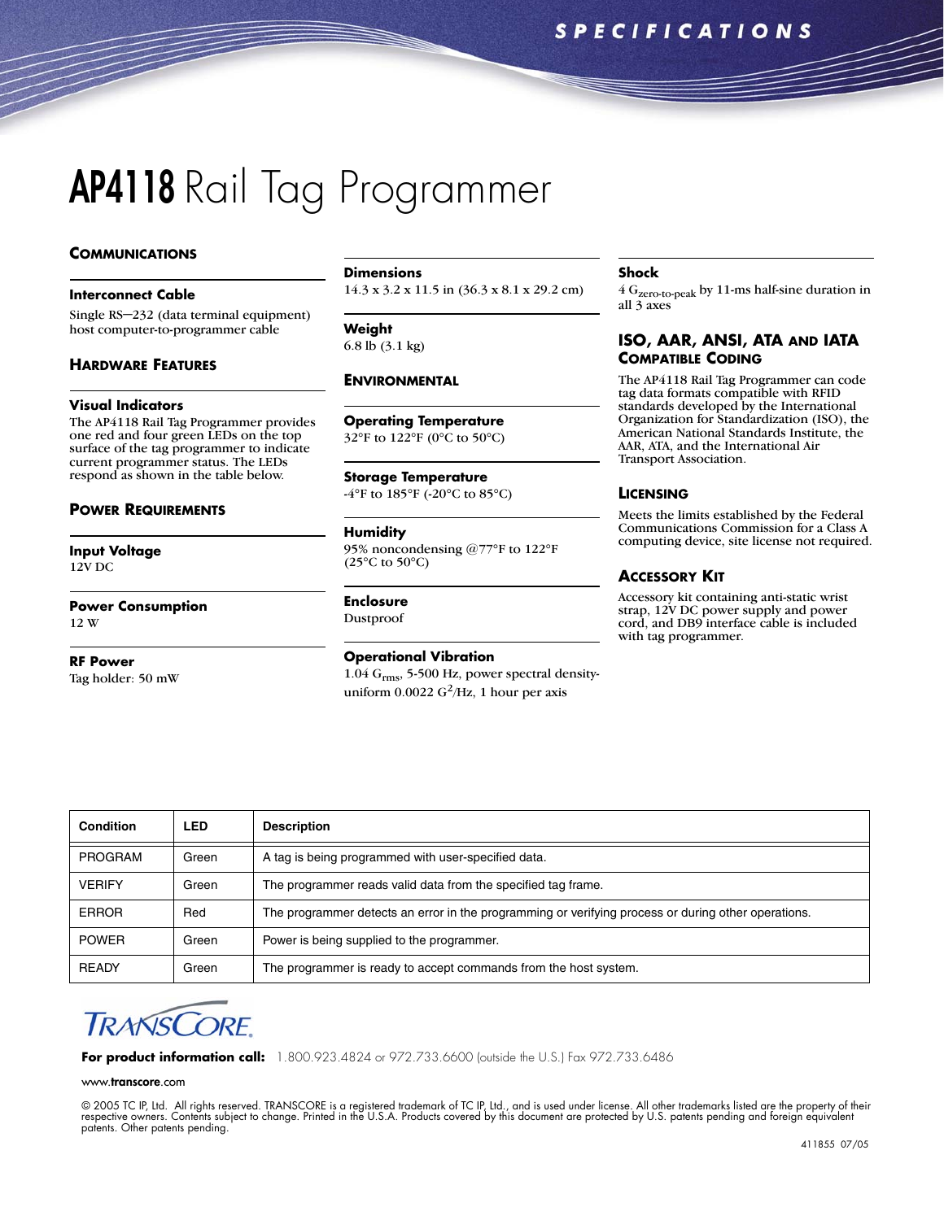SPECIFICATIONS

# AP4118 Rail Tag Programmer

## COMMUNICATIONS

### Interconnect Cable

Single RS–232 (data terminal equipment) host computer-to-programmer cable

## HARDWARE FEATURES

### Visual Indicators

The AP4118 Rail Tag Programmer provides one red and four green LEDs on the top surface of the tag programmer to indicate current programmer status. The LEDs respond as shown in the table below.

## POWER REQUIREMENTS

### Input Voltage

12V DC

### Power Consumption

12 W

### RF Power

Tag holder: 50 mW

### Dimensions

14.3 x 3.2 x 11.5 in (36.3 x 8.1 x 29.2 cm)

### Weight

6.8 lb (3.1 kg)

## ENVIRONMENTAL

### Operating Temperature

32°F to 122°F (0°C to 50°C)

### Storage Temperature

-4°F to 185°F (-20°C to 85°C)

### Humidity

95% noncondensing @77°F to 122°F (25°C to 50°C)

### Enclosure

Dustproof

### Operational Vibration

1.04 $G_{rms}$, 5-500 Hz, power spectral density-uniform 0.0022 $G^2$/Hz, 1 hour per axis

### Shock

4 $G_{zero\text{-}to\text{-}peak}$ by 11-ms half-sine duration in all 3 axes

## ISO, AAR, ANSI, ATA AND IATA COMPATIBLE CODING

The AP4118 Rail Tag Programmer can code tag data formats compatible with RFID standards developed by the International Organization for Standardization (ISO), the American National Standards Institute, the AAR, ATA, and the International Air Transport Association.

## LICENSING

Meets the limits established by the Federal Communications Commission for a Class A computing device, site license not required.

## ACCESSORY KIT

Accessory kit containing anti-static wrist strap, 12V DC power supply and power cord, and DB9 interface cable is included with tag programmer.

| Condition | LED | Description |
|---|---|---|
| PROGRAM | Green | A tag is being programmed with user-specified data. |
| VERIFY | Green | The programmer reads valid data from the specified tag frame. |
| ERROR | Red | The programmer detects an error in the programming or verifying process or during other operations. |
| POWER | Green | Power is being supplied to the programmer. |
| READY | Green | The programmer is ready to accept commands from the host system. |

TRANSCORE.

**For product information call:** 1.800.923.4824 or 972.733.6600 (outside the U.S.) Fax 972.733.6486

www.**transcore**.com

© 2005 TC IP, Ltd. All rights reserved. TRANSCORE is a registered trademark of TC IP, Ltd., and is used under license. All other trademarks listed are the property of their respective owners. Contents subject to change. Printed in the U.S.A. Products covered by this document are protected by U.S. patents pending and foreign equivalent patents. Other patents pending.

411855 07/05